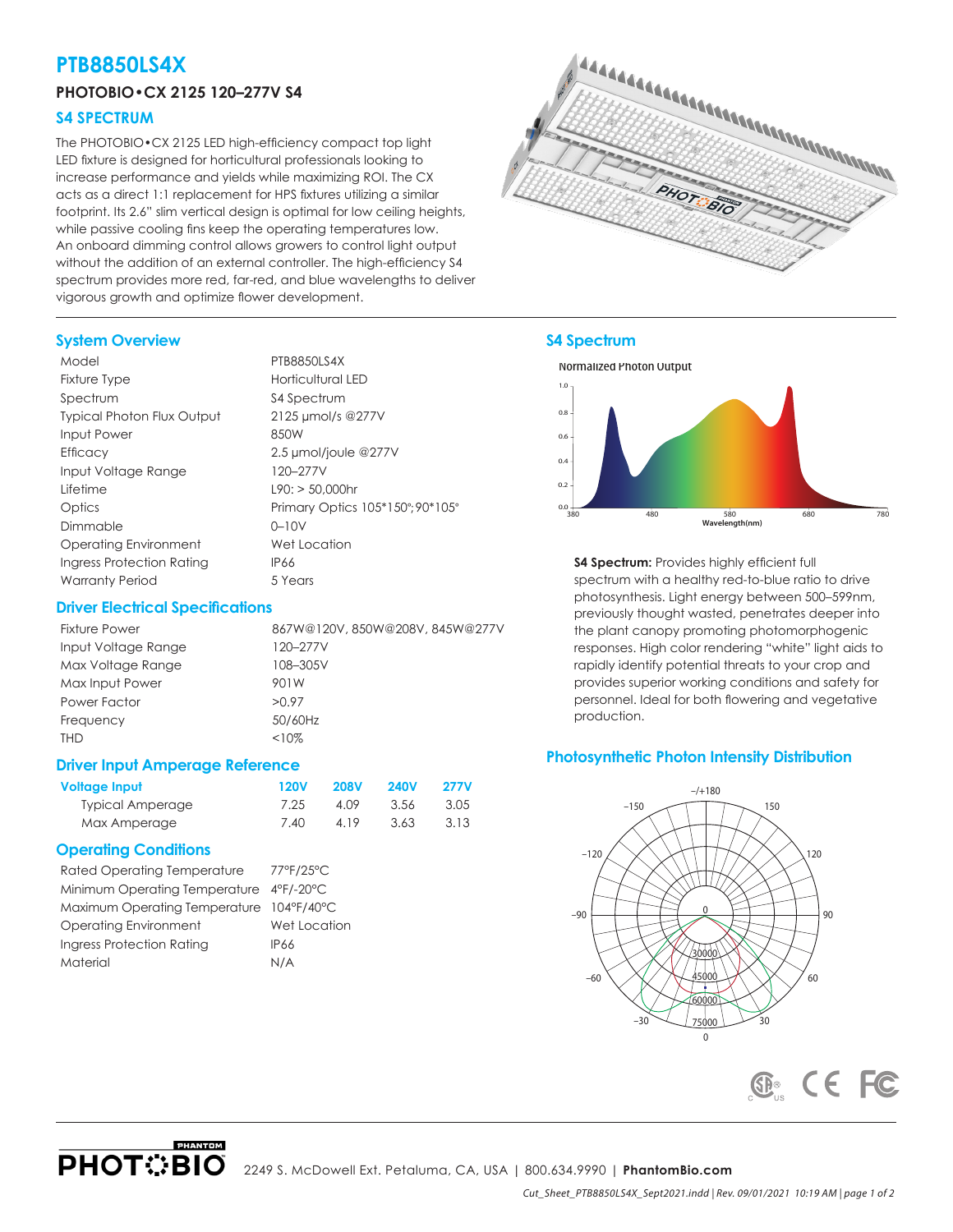# PTB8850LS4X

### PHOTOBIO•CX 2125 120–277V S4

### S4 SPECTRUM

The PHOTOBIO•CX 2125 LED high-efficiency compact top light LED fixture is designed for horticultural professionals looking to increase performance and yields while maximizing ROI. The CX acts as a direct 1:1 replacement for HPS fixtures utilizing a similar footprint. Its 2.6" slim vertical design is optimal for low ceiling heights, while passive cooling fins keep the operating temperatures low. An onboard dimming control allows growers to control light output without the addition of an external controller. The high-efficiency S4 spectrum provides more red, far-red, and blue wavelengths to deliver vigorous growth and optimize flower development.

## System Overview

| | |
|---|---|
| Model | PTB8850LS4X |
| Fixture Type | Horticultural LED |
| Spectrum | S4 Spectrum |
| Typical Photon Flux Output | 2125 μmol/s @277V |
| Input Power | 850W |
| Efficacy | 2.5 μmol/joule @277V |
| Input Voltage Range | 120–277V |
| Lifetime | L90: > 50,000hr |
| Optics | Primary Optics 105*150°; 90*105° |
| Dimmable | 0–10V |
| Operating Environment | Wet Location |
| Ingress Protection Rating | IP66 |
| Warranty Period | 5 Years |

## Driver Electrical Specifications

| | |
|---|---|
| Fixture Power | 867W@120V, 850W@208V, 845W@277V |
| Input Voltage Range | 120–277V |
| Max Voltage Range | 108–305V |
| Max Input Power | 901W |
| Power Factor | >0.97 |
| Frequency | 50/60Hz |
| THD | <10% |

## Driver Input Amperage Reference

| Voltage Input | 120V | 208V | 240V | 277V |
|---|---|---|---|---|
| Typical Amperage | 7.25 | 4.09 | 3.56 | 3.05 |
| Max Amperage | 7.40 | 4.19 | 3.63 | 3.13 |

## Operating Conditions

| | |
|---|---|
| Rated Operating Temperature | 77°F/25°C |
| Minimum Operating Temperature | 4°F/-20°C |
| Maximum Operating Temperature | 104°F/40°C |
| Operating Environment | Wet Location |
| Ingress Protection Rating | IP66 |
| Material | N/A |

## S4 Spectrum

Normalized Photon Output

**S4 Spectrum:** Provides highly efficient full spectrum with a healthy red-to-blue ratio to drive photosynthesis. Light energy between 500–599nm, previously thought wasted, penetrates deeper into the plant canopy promoting photomorphogenic responses. High color rendering "white" light aids to rapidly identify potential threats to your crop and provides superior working conditions and safety for personnel. Ideal for both flowering and vegetative production.

## Photosynthetic Photon Intensity Distribution

2249 S. McDowell Ext. Petaluma, CA, USA | 800.634.9990 | **PhantomBio.com**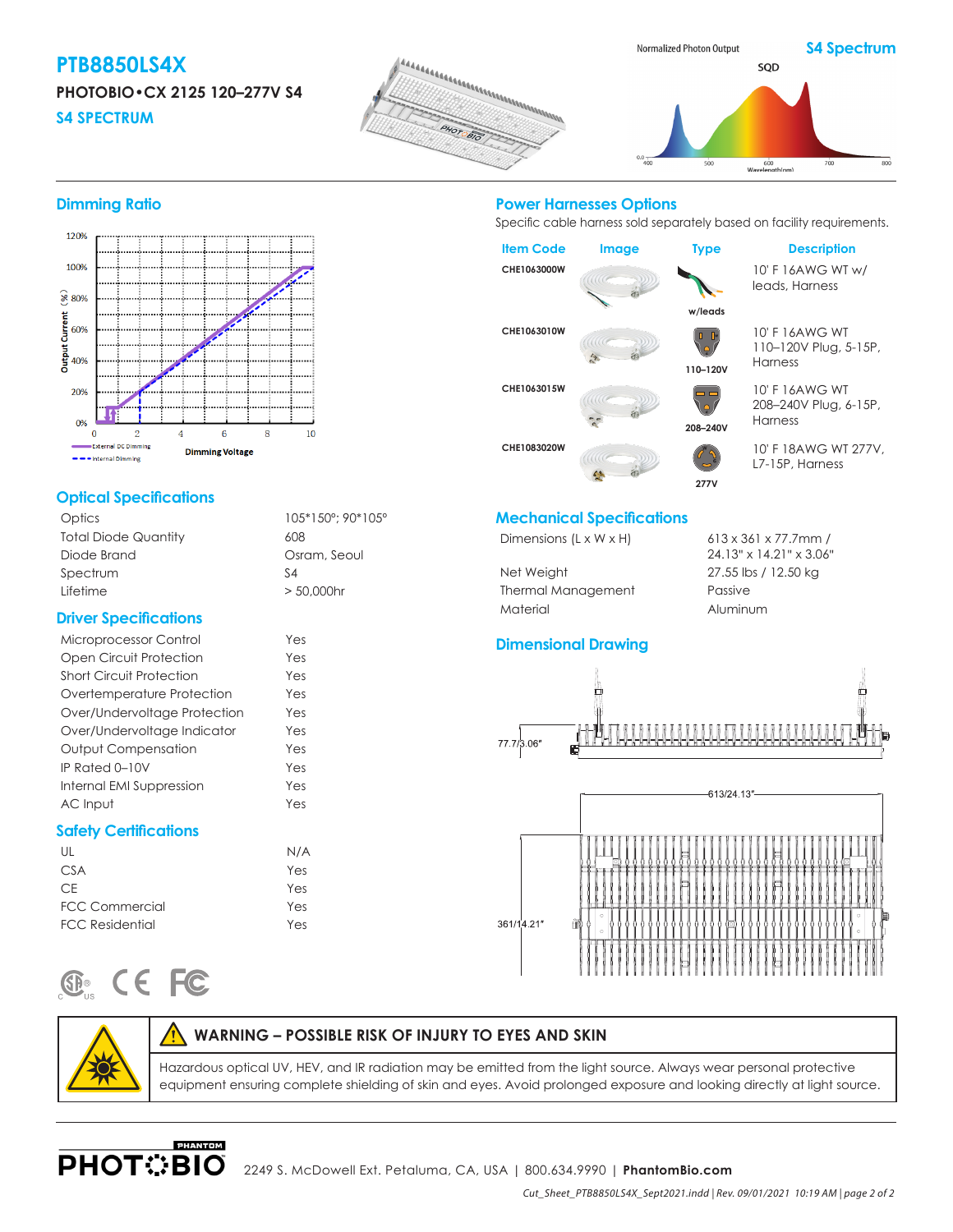# PTB8850LS4X

**PHOTOBIO•CX 2125 120–277V S4**

**S4 SPECTRUM**

Normalized Photon Output

S4 Spectrum

SQD

0.0
400
500
600
700
800
Wavelength(nm)

## Dimming Ratio

120%
100%
80%
60%
40%
20%
0%
Output Current (%)
0
2
4
6
8
10
Dimming Voltage
External DC Dimming
Internal Dimming

## Power Harnesses Options

Specific cable harness sold separately based on facility requirements.

| Item Code | Image | Type | Description |
|---|---|---|---|
| CHE1063000W | | w/leads | 10' F 16AWG WT w/ leads, Harness |
| CHE1063010W | | 110–120V | 10' F 16AWG WT 110–120V Plug, 5-15P, Harness |
| CHE1063015W | | 208–240V | 10' F 16AWG WT 208–240V Plug, 6-15P, Harness |
| CHE1083020W | | 277V | 10' F 18AWG WT 277V, L7-15P, Harness |

## Optical Specifications

| | |
|---|---|
| Optics | 105*150°; 90*105° |
| Total Diode Quantity | 608 |
| Diode Brand | Osram, Seoul |
| Spectrum | S4 |
| Lifetime | > 50,000hr |

## Driver Specifications

| | |
|---|---|
| Microprocessor Control | Yes |
| Open Circuit Protection | Yes |
| Short Circuit Protection | Yes |
| Overtemperature Protection | Yes |
| Over/Undervoltage Protection | Yes |
| Over/Undervoltage Indicator | Yes |
| Output Compensation | Yes |
| IP Rated 0–10V | Yes |
| Internal EMI Suppression | Yes |
| AC Input | Yes |

## Safety Certifications

| | |
|---|---|
| UL | N/A |
| CSA | Yes |
| CE | Yes |
| FCC Commercial | Yes |
| FCC Residential | Yes |

## Mechanical Specifications

| | |
|---|---|
| Dimensions (L x W x H) | 613 x 361 x 77.7mm / 24.13" x 14.21" x 3.06" |
| Net Weight | 27.55 lbs / 12.50 kg |
| Thermal Management | Passive |
| Material | Aluminum |

## Dimensional Drawing

77.7/3.06"

613/24.13"

361/14.21"

**WARNING – POSSIBLE RISK OF INJURY TO EYES AND SKIN**

Hazardous optical UV, HEV, and IR radiation may be emitted from the light source. Always wear personal protective equipment ensuring complete shielding of skin and eyes. Avoid prolonged exposure and looking directly at light source.

PHANTOM PHOTOBIO 2249 S. McDowell Ext. Petaluma, CA, USA | 800.634.9990 | **PhantomBio.com**

*Cut_Sheet_PTB8850LS4X_Sept2021.indd | Rev. 09/01/2021 10:19 AM*